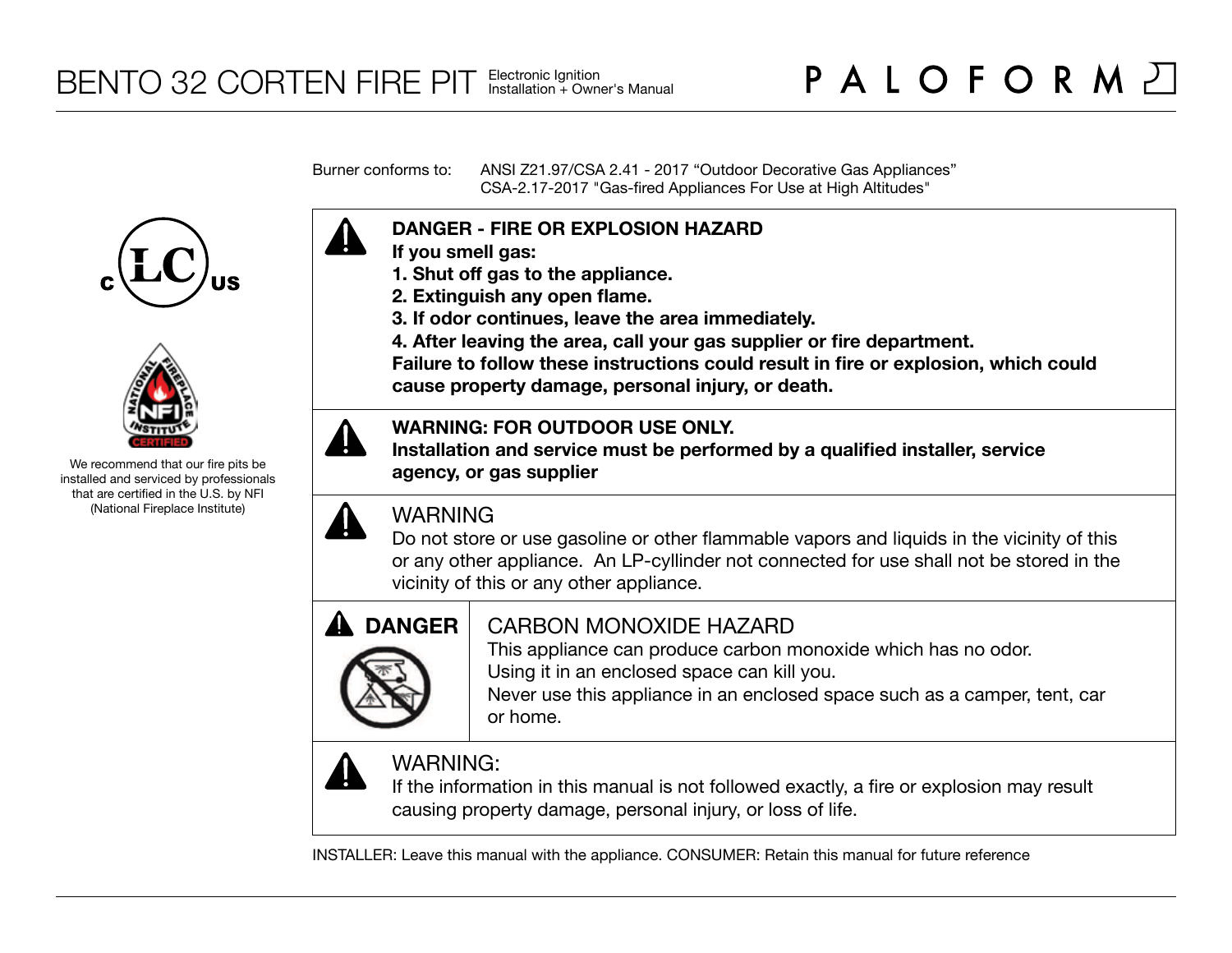# BENTO 32 CORTEN FIRE PIT

Electronic Ignition
Installation + Owner's Manual

PALOFORM

We recommend that our fire pits be installed and serviced by professionals that are certified in the U.S. by NFI (National Fireplace Institute)

Burner conforms to: ANSI Z21.97/CSA 2.41 - 2017 "Outdoor Decorative Gas Appliances"
CSA-2.17-2017 "Gas-fired Appliances For Use at High Altitudes"

**DANGER - FIRE OR EXPLOSION HAZARD**
**If you smell gas:**
**1. Shut off gas to the appliance.**
**2. Extinguish any open flame.**
**3. If odor continues, leave the area immediately.**
**4. After leaving the area, call your gas supplier or fire department.**
**Failure to follow these instructions could result in fire or explosion, which could cause property damage, personal injury, or death.**

**WARNING: FOR OUTDOOR USE ONLY.**
**Installation and service must be performed by a qualified installer, service agency, or gas supplier**

WARNING
Do not store or use gasoline or other flammable vapors and liquids in the vicinity of this or any other appliance. An LP-cyllinder not connected for use shall not be stored in the vicinity of this or any other appliance.

**DANGER**

CARBON MONOXIDE HAZARD
This appliance can produce carbon monoxide which has no odor.
Using it in an enclosed space can kill you.
Never use this appliance in an enclosed space such as a camper, tent, car or home.

WARNING:
If the information in this manual is not followed exactly, a fire or explosion may result causing property damage, personal injury, or loss of life.

INSTALLER: Leave this manual with the appliance. CONSUMER: Retain this manual for future reference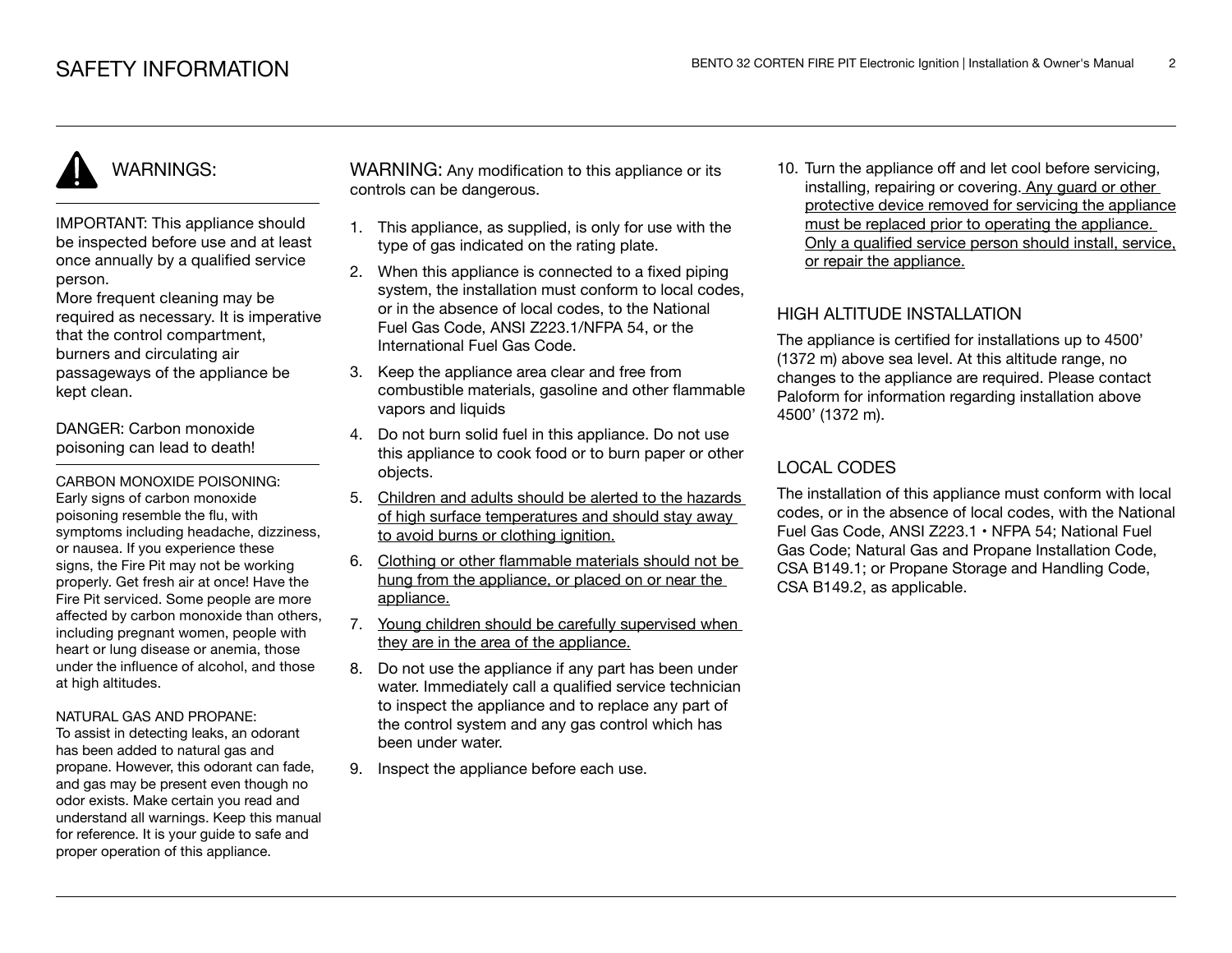# SAFETY INFORMATION

## WARNINGS:

IMPORTANT: This appliance should be inspected before use and at least once annually by a qualified service person.
More frequent cleaning may be required as necessary. It is imperative that the control compartment, burners and circulating air passageways of the appliance be kept clean.

DANGER: Carbon monoxide poisoning can lead to death!

CARBON MONOXIDE POISONING:
Early signs of carbon monoxide poisoning resemble the flu, with symptoms including headache, dizziness, or nausea. If you experience these signs, the Fire Pit may not be working properly. Get fresh air at once! Have the Fire Pit serviced. Some people are more affected by carbon monoxide than others, including pregnant women, people with heart or lung disease or anemia, those under the influence of alcohol, and those at high altitudes.

NATURAL GAS AND PROPANE:
To assist in detecting leaks, an odorant has been added to natural gas and propane. However, this odorant can fade, and gas may be present even though no odor exists. Make certain you read and understand all warnings. Keep this manual for reference. It is your guide to safe and proper operation of this appliance.

WARNING: Any modification to this appliance or its controls can be dangerous.

1. This appliance, as supplied, is only for use with the type of gas indicated on the rating plate.
2. When this appliance is connected to a fixed piping system, the installation must conform to local codes, or in the absence of local codes, to the National Fuel Gas Code, ANSI Z223.1/NFPA 54, or the International Fuel Gas Code.
3. Keep the appliance area clear and free from combustible materials, gasoline and other flammable vapors and liquids
4. Do not burn solid fuel in this appliance. Do not use this appliance to cook food or to burn paper or other objects.
5. Children and adults should be alerted to the hazards of high surface temperatures and should stay away to avoid burns or clothing ignition.
6. Clothing or other flammable materials should not be hung from the appliance, or placed on or near the appliance.
7. Young children should be carefully supervised when they are in the area of the appliance.
8. Do not use the appliance if any part has been under water. Immediately call a qualified service technician to inspect the appliance and to replace any part of the control system and any gas control which has been under water.
9. Inspect the appliance before each use.
10. Turn the appliance off and let cool before servicing, installing, repairing or covering. Any guard or other protective device removed for servicing the appliance must be replaced prior to operating the appliance. Only a qualified service person should install, service, or repair the appliance.

## HIGH ALTITUDE INSTALLATION

The appliance is certified for installations up to 4500' (1372 m) above sea level. At this altitude range, no changes to the appliance are required. Please contact Paloform for information regarding installation above 4500' (1372 m).

## LOCAL CODES

The installation of this appliance must conform with local codes, or in the absence of local codes, with the National Fuel Gas Code, ANSI Z223.1 • NFPA 54; National Fuel Gas Code; Natural Gas and Propane Installation Code, CSA B149.1; or Propane Storage and Handling Code, CSA B149.2, as applicable.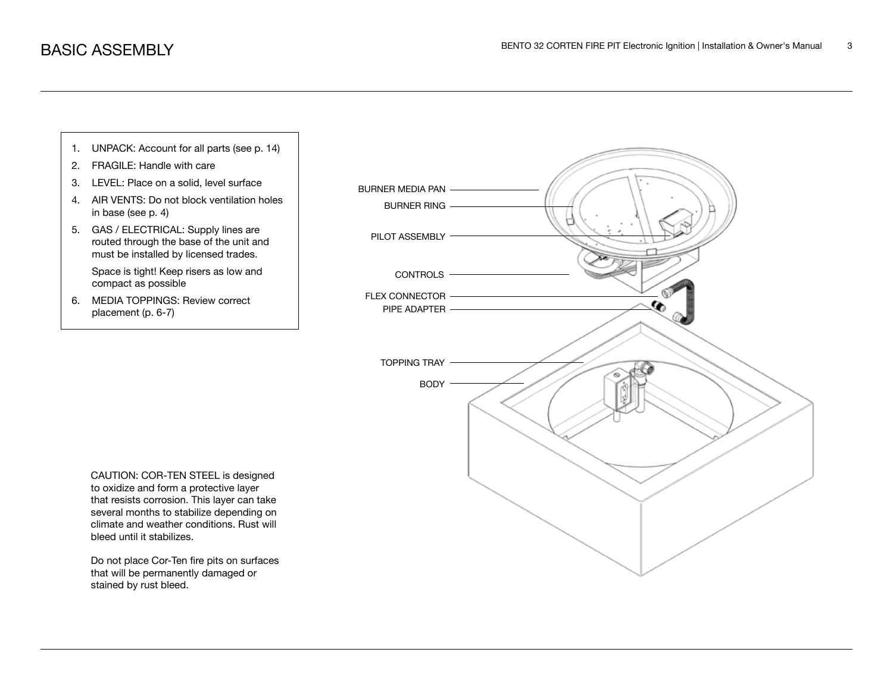# BASIC ASSEMBLY

1. UNPACK: Account for all parts (see p. 14)
2. FRAGILE: Handle with care
3. LEVEL: Place on a solid, level surface
4. AIR VENTS: Do not block ventilation holes in base (see p. 4)
5. GAS / ELECTRICAL: Supply lines are routed through the base of the unit and must be installed by licensed trades.

   Space is tight! Keep risers as low and compact as possible
6. MEDIA TOPPINGS: Review correct placement (p. 6-7)

BURNER MEDIA PAN

BURNER RING

PILOT ASSEMBLY

CONTROLS

FLEX CONNECTOR

PIPE ADAPTER

TOPPING TRAY

BODY

CAUTION: COR-TEN STEEL is designed to oxidize and form a protective layer that resists corrosion. This layer can take several months to stabilize depending on climate and weather conditions. Rust will bleed until it stabilizes.

Do not place Cor-Ten fire pits on surfaces that will be permanently damaged or stained by rust bleed.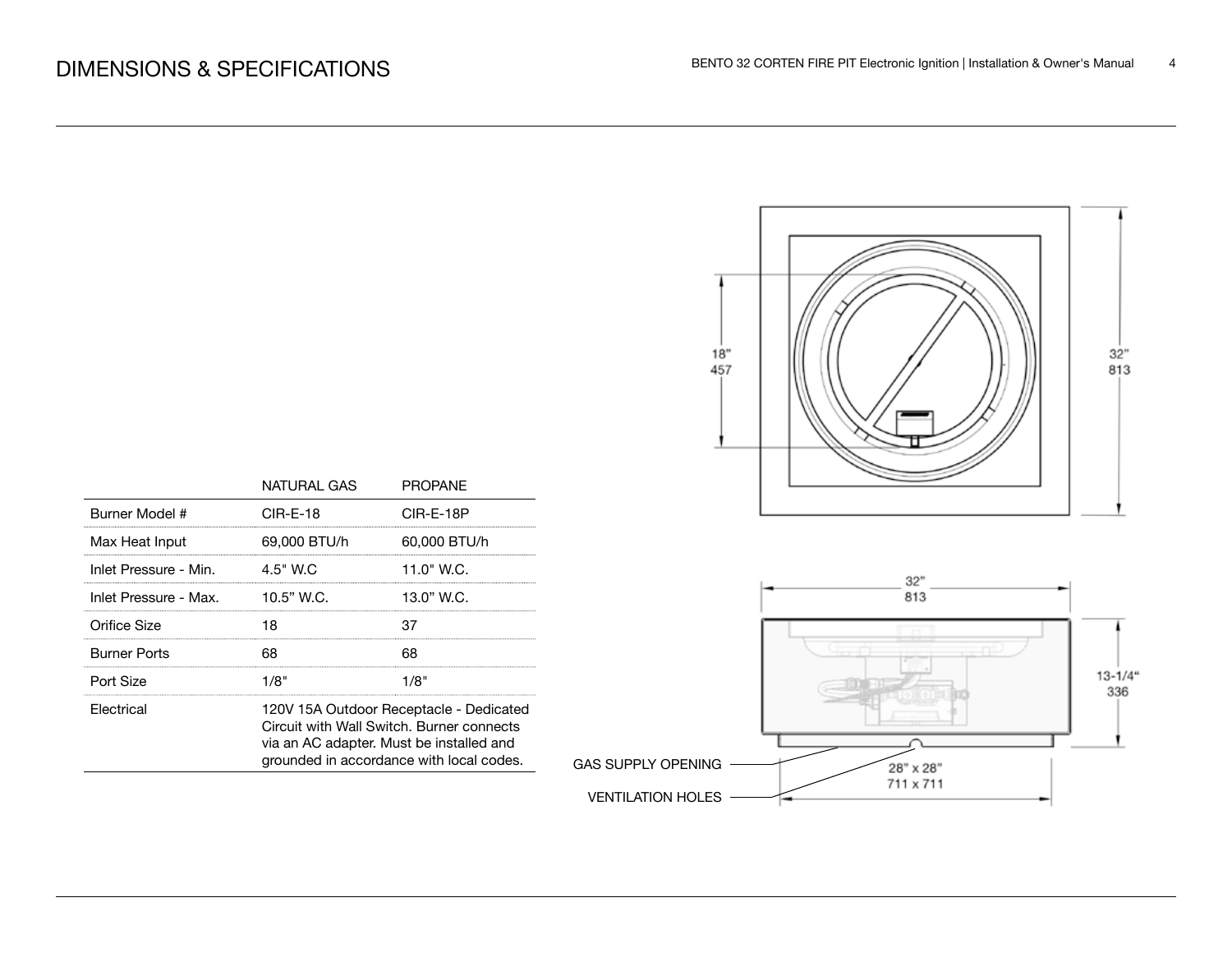# DIMENSIONS & SPECIFICATIONS

| | NATURAL GAS | PROPANE |
|---|---|---|
| Burner Model # | CIR-E-18 | CIR-E-18P |
| Max Heat Input | 69,000 BTU/h | 60,000 BTU/h |
| Inlet Pressure - Min. | 4.5" W.C | 11.0" W.C. |
| Inlet Pressure - Max. | 10.5" W.C. | 13.0" W.C. |
| Orifice Size | 18 | 37 |
| Burner Ports | 68 | 68 |
| Port Size | 1/8" | 1/8" |
| Electrical | 120V 15A Outdoor Receptacle - Dedicated Circuit with Wall Switch. Burner connects via an AC adapter. Must be installed and grounded in accordance with local codes. | |

18" 457

32" 813

32" 813

13-1/4" 336

GAS SUPPLY OPENING

VENTILATION HOLES

28" x 28" 711 x 711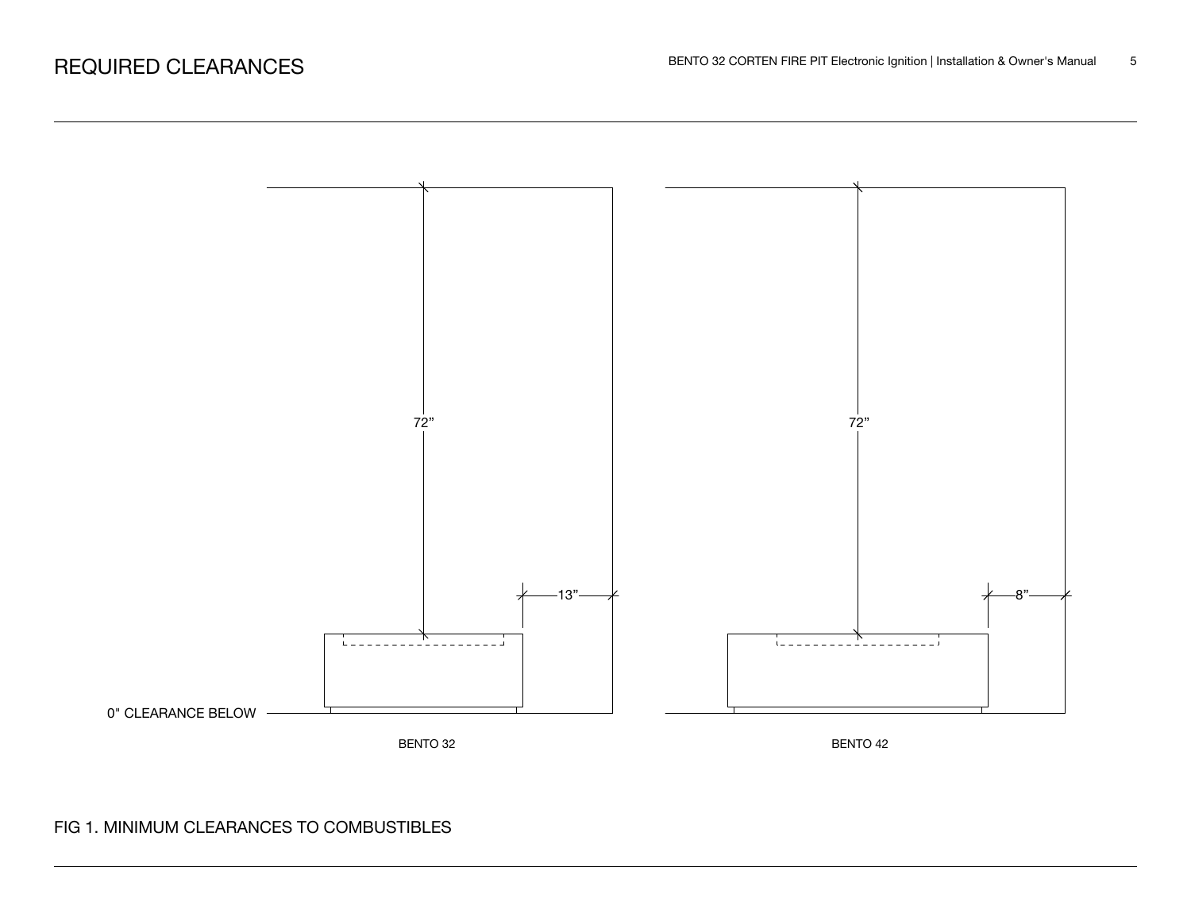# REQUIRED CLEARANCES

72”

72”

13”

8”

0" CLEARANCE BELOW

BENTO 32

BENTO 42

FIG 1. MINIMUM CLEARANCES TO COMBUSTIBLES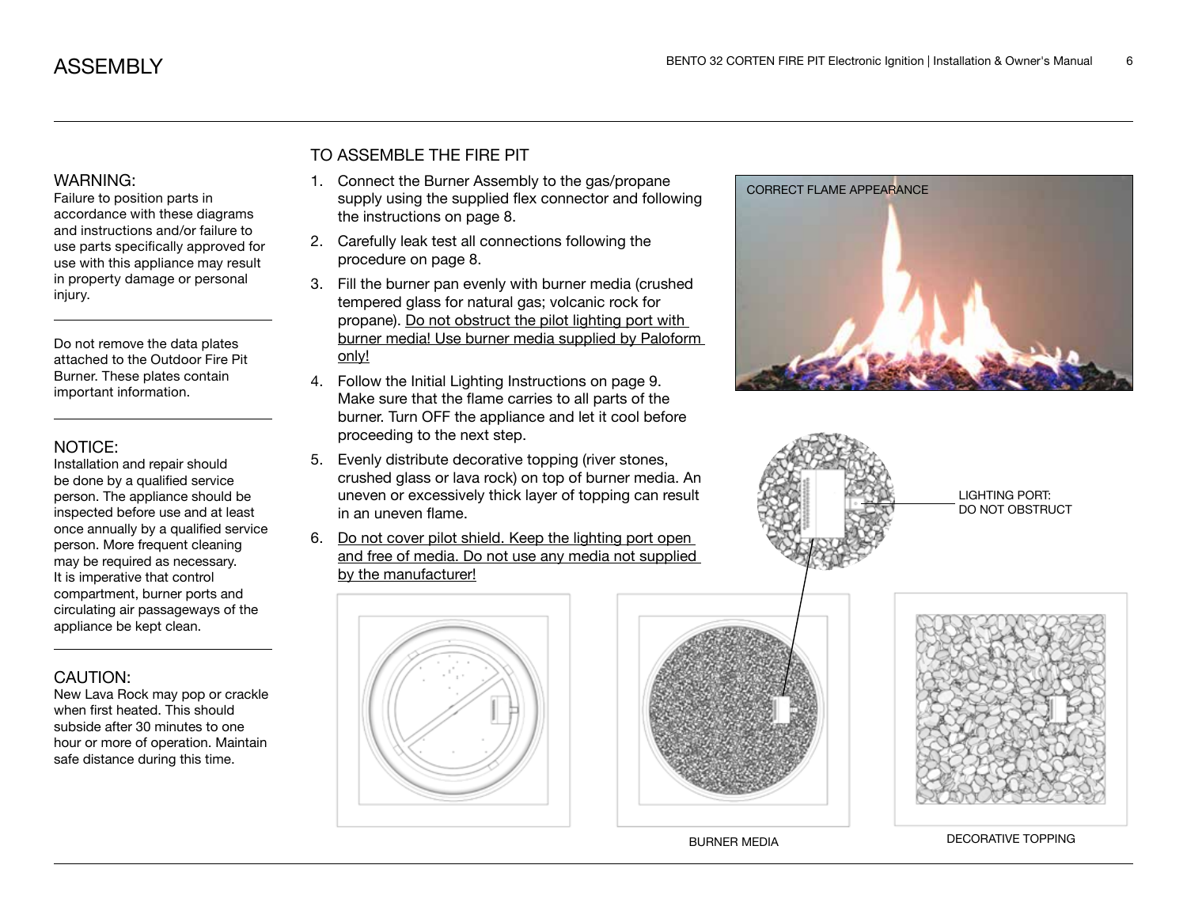# ASSEMBLY

### WARNING:

Failure to position parts in accordance with these diagrams and instructions and/or failure to use parts specifically approved for use with this appliance may result in property damage or personal injury.

---

Do not remove the data plates attached to the Outdoor Fire Pit Burner. These plates contain important information.

---

### NOTICE:

Installation and repair should be done by a qualified service person. The appliance should be inspected before use and at least once annually by a qualified service person. More frequent cleaning may be required as necessary. It is imperative that control compartment, burner ports and circulating air passageways of the appliance be kept clean.

---

### CAUTION:

New Lava Rock may pop or crackle when first heated. This should subside after 30 minutes to one hour or more of operation. Maintain safe distance during this time.

## TO ASSEMBLE THE FIRE PIT

1. Connect the Burner Assembly to the gas/propane supply using the supplied flex connector and following the instructions on page 8.
2. Carefully leak test all connections following the procedure on page 8.
3. Fill the burner pan evenly with burner media (crushed tempered glass for natural gas; volcanic rock for propane). Do not obstruct the pilot lighting port with burner media! Use burner media supplied by Paloform only!
4. Follow the Initial Lighting Instructions on page 9. Make sure that the flame carries to all parts of the burner. Turn OFF the appliance and let it cool before proceeding to the next step.
5. Evenly distribute decorative topping (river stones, crushed glass or lava rock) on top of burner media. An uneven or excessively thick layer of topping can result in an uneven flame.
6. Do not cover pilot shield. Keep the lighting port open and free of media. Do not use any media not supplied by the manufacturer!

CORRECT FLAME APPEARANCE

LIGHTING PORT: DO NOT OBSTRUCT

BURNER MEDIA

DECORATIVE TOPPING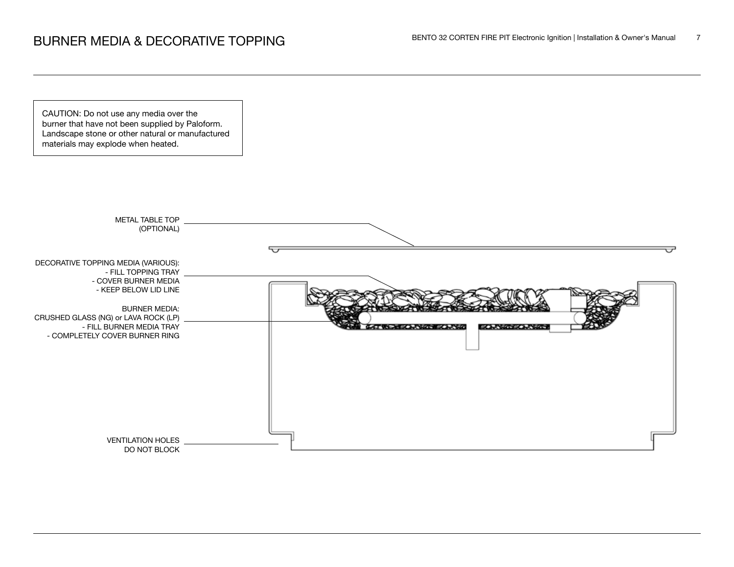# BURNER MEDIA & DECORATIVE TOPPING

CAUTION: Do not use any media over the burner that have not been supplied by Paloform. Landscape stone or other natural or manufactured materials may explode when heated.

METAL TABLE TOP (OPTIONAL)

DECORATIVE TOPPING MEDIA (VARIOUS):
- FILL TOPPING TRAY
- COVER BURNER MEDIA
- KEEP BELOW LID LINE

BURNER MEDIA:
CRUSHED GLASS (NG) or LAVA ROCK (LP)
- FILL BURNER MEDIA TRAY
- COMPLETELY COVER BURNER RING

VENTILATION HOLES
DO NOT BLOCK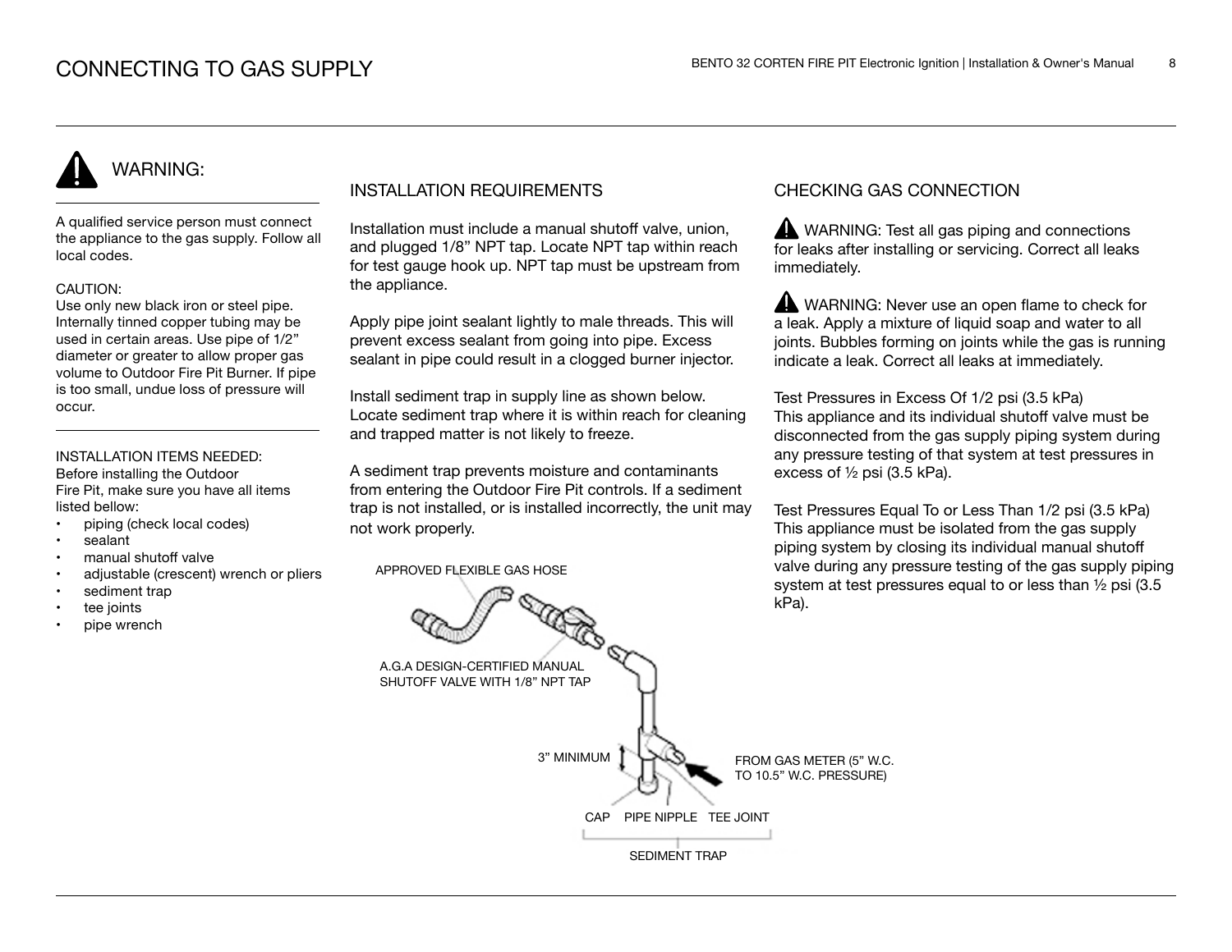# CONNECTING TO GAS SUPPLY

## WARNING:

A qualified service person must connect the appliance to the gas supply. Follow all local codes.

CAUTION:
Use only new black iron or steel pipe. Internally tinned copper tubing may be used in certain areas. Use pipe of 1/2" diameter or greater to allow proper gas volume to Outdoor Fire Pit Burner. If pipe is too small, undue loss of pressure will occur.

INSTALLATION ITEMS NEEDED:
Before installing the Outdoor Fire Pit, make sure you have all items listed bellow:

- piping (check local codes)
- sealant
- manual shutoff valve
- adjustable (crescent) wrench or pliers
- sediment trap
- tee joints
- pipe wrench

## INSTALLATION REQUIREMENTS

Installation must include a manual shutoff valve, union, and plugged 1/8" NPT tap. Locate NPT tap within reach for test gauge hook up. NPT tap must be upstream from the appliance.

Apply pipe joint sealant lightly to male threads. This will prevent excess sealant from going into pipe. Excess sealant in pipe could result in a clogged burner injector.

Install sediment trap in supply line as shown below. Locate sediment trap where it is within reach for cleaning and trapped matter is not likely to freeze.

A sediment trap prevents moisture and contaminants from entering the Outdoor Fire Pit controls. If a sediment trap is not installed, or is installed incorrectly, the unit may not work properly.

APPROVED FLEXIBLE GAS HOSE

A.G.A DESIGN-CERTIFIED MANUAL SHUTOFF VALVE WITH 1/8" NPT TAP

3" MINIMUM

FROM GAS METER (5" W.C. TO 10.5" W.C. PRESSURE)

CAP PIPE NIPPLE TEE JOINT

SEDIMENT TRAP

## CHECKING GAS CONNECTION

WARNING: Test all gas piping and connections for leaks after installing or servicing. Correct all leaks immediately.

WARNING: Never use an open flame to check for a leak. Apply a mixture of liquid soap and water to all joints. Bubbles forming on joints while the gas is running indicate a leak. Correct all leaks at immediately.

Test Pressures in Excess Of 1/2 psi (3.5 kPa)
This appliance and its individual shutoff valve must be disconnected from the gas supply piping system during any pressure testing of that system at test pressures in excess of ½ psi (3.5 kPa).

Test Pressures Equal To or Less Than 1/2 psi (3.5 kPa)
This appliance must be isolated from the gas supply piping system by closing its individual manual shutoff valve during any pressure testing of the gas supply piping system at test pressures equal to or less than ½ psi (3.5 kPa).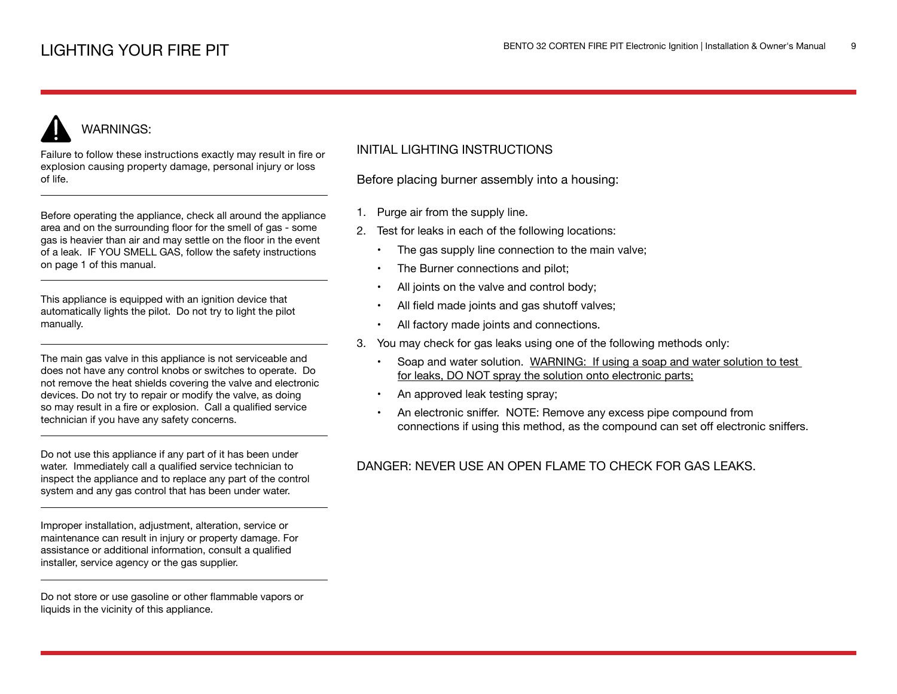# LIGHTING YOUR FIRE PIT

## WARNINGS:

Failure to follow these instructions exactly may result in fire or explosion causing property damage, personal injury or loss of life.

---

Before operating the appliance, check all around the appliance area and on the surrounding floor for the smell of gas - some gas is heavier than air and may settle on the floor in the event of a leak. IF YOU SMELL GAS, follow the safety instructions on page 1 of this manual.

---

This appliance is equipped with an ignition device that automatically lights the pilot. Do not try to light the pilot manually.

---

The main gas valve in this appliance is not serviceable and does not have any control knobs or switches to operate. Do not remove the heat shields covering the valve and electronic devices. Do not try to repair or modify the valve, as doing so may result in a fire or explosion. Call a qualified service technician if you have any safety concerns.

---

Do not use this appliance if any part of it has been under water. Immediately call a qualified service technician to inspect the appliance and to replace any part of the control system and any gas control that has been under water.

---

Improper installation, adjustment, alteration, service or maintenance can result in injury or property damage. For assistance or additional information, consult a qualified installer, service agency or the gas supplier.

---

Do not store or use gasoline or other flammable vapors or liquids in the vicinity of this appliance.

## INITIAL LIGHTING INSTRUCTIONS

Before placing burner assembly into a housing:

1. Purge air from the supply line.
2. Test for leaks in each of the following locations:
   - The gas supply line connection to the main valve;
   - The Burner connections and pilot;
   - All joints on the valve and control body;
   - All field made joints and gas shutoff valves;
   - All factory made joints and connections.
3. You may check for gas leaks using one of the following methods only:
   - Soap and water solution. WARNING: If using a soap and water solution to test for leaks, DO NOT spray the solution onto electronic parts;
   - An approved leak testing spray;
   - An electronic sniffer. NOTE: Remove any excess pipe compound from connections if using this method, as the compound can set off electronic sniffers.

DANGER: NEVER USE AN OPEN FLAME TO CHECK FOR GAS LEAKS.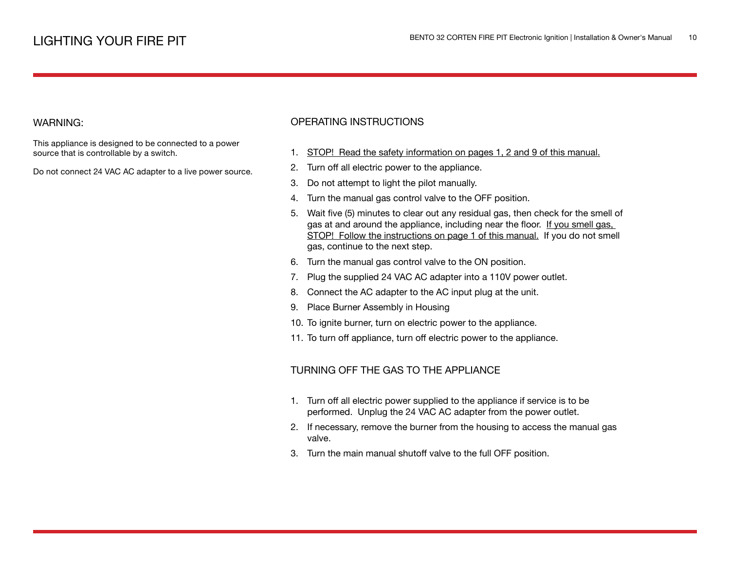# LIGHTING YOUR FIRE PIT

## WARNING:

This appliance is designed to be connected to a power source that is controllable by a switch.

Do not connect 24 VAC AC adapter to a live power source.

## OPERATING INSTRUCTIONS

1. STOP! Read the safety information on pages 1, 2 and 9 of this manual.
2. Turn off all electric power to the appliance.
3. Do not attempt to light the pilot manually.
4. Turn the manual gas control valve to the OFF position.
5. Wait five (5) minutes to clear out any residual gas, then check for the smell of gas at and around the appliance, including near the floor. If you smell gas, STOP! Follow the instructions on page 1 of this manual. If you do not smell gas, continue to the next step.
6. Turn the manual gas control valve to the ON position.
7. Plug the supplied 24 VAC AC adapter into a 110V power outlet.
8. Connect the AC adapter to the AC input plug at the unit.
9. Place Burner Assembly in Housing
10. To ignite burner, turn on electric power to the appliance.
11. To turn off appliance, turn off electric power to the appliance.

## TURNING OFF THE GAS TO THE APPLIANCE

1. Turn off all electric power supplied to the appliance if service is to be performed. Unplug the 24 VAC AC adapter from the power outlet.
2. If necessary, remove the burner from the housing to access the manual gas valve.
3. Turn the main manual shutoff valve to the full OFF position.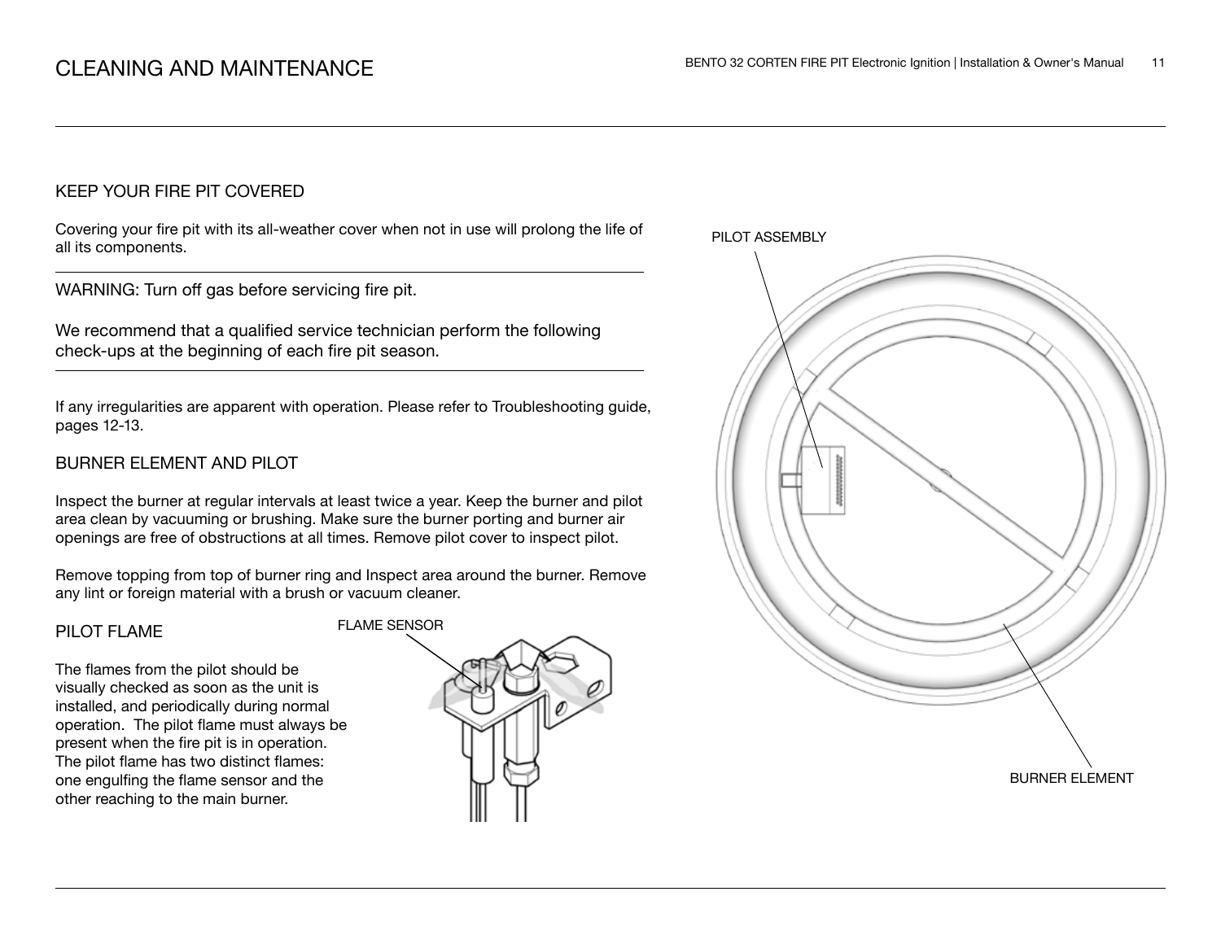# CLEANING AND MAINTENANCE

## KEEP YOUR FIRE PIT COVERED

Covering your fire pit with its all-weather cover when not in use will prolong the life of all its components.

WARNING: Turn off gas before servicing fire pit.

We recommend that a qualified service technician perform the following check-ups at the beginning of each fire pit season.

If any irregularities are apparent with operation. Please refer to Troubleshooting guide, pages 12-13.

## BURNER ELEMENT AND PILOT

Inspect the burner at regular intervals at least twice a year. Keep the burner and pilot area clean by vacuuming or brushing. Make sure the burner porting and burner air openings are free of obstructions at all times. Remove pilot cover to inspect pilot.

Remove topping from top of burner ring and Inspect area around the burner. Remove any lint or foreign material with a brush or vacuum cleaner.

## PILOT FLAME

The flames from the pilot should be visually checked as soon as the unit is installed, and periodically during normal operation. The pilot flame must always be present when the fire pit is in operation. The pilot flame has two distinct flames: one engulfing the flame sensor and the other reaching to the main burner.

FLAME SENSOR

PILOT ASSEMBLY

BURNER ELEMENT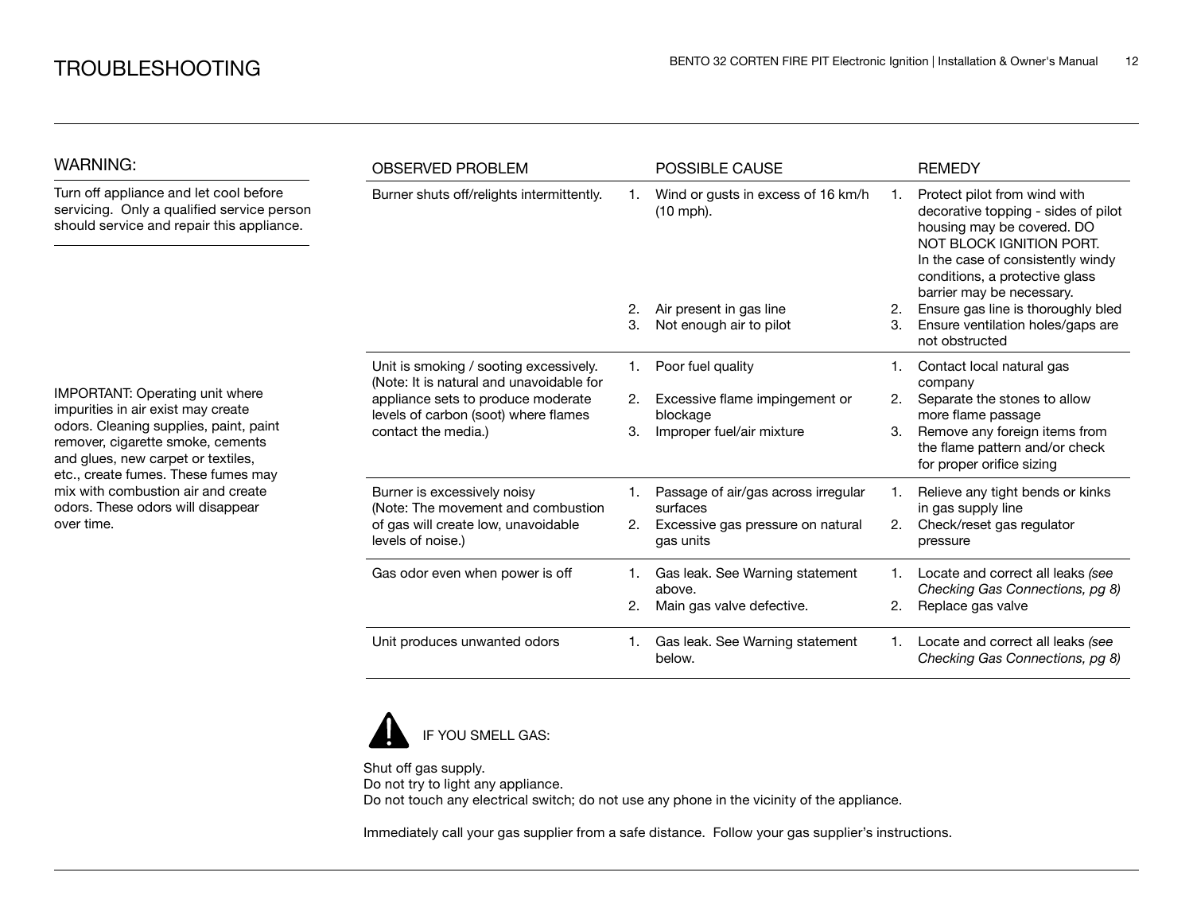# TROUBLESHOOTING

## WARNING:

Turn off appliance and let cool before servicing. Only a qualified service person should service and repair this appliance.

IMPORTANT: Operating unit where impurities in air exist may create odors. Cleaning supplies, paint, paint remover, cigarette smoke, cements and glues, new carpet or textiles, etc., create fumes. These fumes may mix with combustion air and create odors. These odors will disappear over time.

| OBSERVED PROBLEM | POSSIBLE CAUSE | REMEDY |
|---|---|---|
| Burner shuts off/relights intermittently. | 1. Wind or gusts in excess of 16 km/h (10 mph).<br>2. Air present in gas line<br>3. Not enough air to pilot | 1. Protect pilot from wind with decorative topping - sides of pilot housing may be covered. DO NOT BLOCK IGNITION PORT. In the case of consistently windy conditions, a protective glass barrier may be necessary.<br>2. Ensure gas line is thoroughly bled<br>3. Ensure ventilation holes/gaps are not obstructed |
| Unit is smoking / sooting excessively. (Note: It is natural and unavoidable for appliance sets to produce moderate levels of carbon (soot) where flames contact the media.) | 1. Poor fuel quality<br>2. Excessive flame impingement or blockage<br>3. Improper fuel/air mixture | 1. Contact local natural gas company<br>2. Separate the stones to allow more flame passage<br>3. Remove any foreign items from the flame pattern and/or check for proper orifice sizing |
| Burner is excessively noisy (Note: The movement and combustion of gas will create low, unavoidable levels of noise.) | 1. Passage of air/gas across irregular surfaces<br>2. Excessive gas pressure on natural gas units | 1. Relieve any tight bends or kinks in gas supply line<br>2. Check/reset gas regulator pressure |
| Gas odor even when power is off | 1. Gas leak. See Warning statement above.<br>2. Main gas valve defective. | 1. Locate and correct all leaks *(see Checking Gas Connections, pg 8)*<br>2. Replace gas valve |
| Unit produces unwanted odors | 1. Gas leak. See Warning statement below. | 1. Locate and correct all leaks *(see Checking Gas Connections, pg 8)* |

**IF YOU SMELL GAS:**

Shut off gas supply.
Do not try to light any appliance.
Do not touch any electrical switch; do not use any phone in the vicinity of the appliance.

Immediately call your gas supplier from a safe distance. Follow your gas supplier's instructions.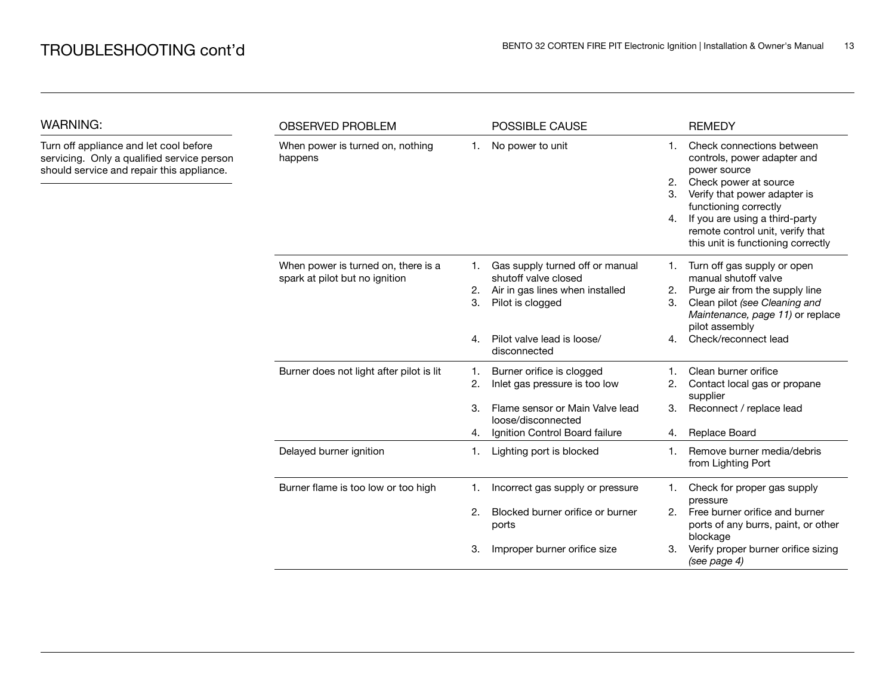# TROUBLESHOOTING cont'd

## WARNING:

Turn off appliance and let cool before servicing. Only a qualified service person should service and repair this appliance.

| OBSERVED PROBLEM | POSSIBLE CAUSE | REMEDY |
|---|---|---|
| When power is turned on, nothing happens | 1. No power to unit | 1. Check connections between controls, power adapter and power source<br>2. Check power at source<br>3. Verify that power adapter is functioning correctly<br>4. If you are using a third-party remote control unit, verify that this unit is functioning correctly |
| When power is turned on, there is a spark at pilot but no ignition | 1. Gas supply turned off or manual shutoff valve closed<br>2. Air in gas lines when installed<br>3. Pilot is clogged<br>4. Pilot valve lead is loose/ disconnected | 1. Turn off gas supply or open manual shutoff valve<br>2. Purge air from the supply line<br>3. Clean pilot *(see Cleaning and Maintenance, page 11)* or replace pilot assembly<br>4. Check/reconnect lead |
| Burner does not light after pilot is lit | 1. Burner orifice is clogged<br>2. Inlet gas pressure is too low<br>3. Flame sensor or Main Valve lead loose/disconnected<br>4. Ignition Control Board failure | 1. Clean burner orifice<br>2. Contact local gas or propane supplier<br>3. Reconnect / replace lead<br>4. Replace Board |
| Delayed burner ignition | 1. Lighting port is blocked | 1. Remove burner media/debris from Lighting Port |
| Burner flame is too low or too high | 1. Incorrect gas supply or pressure<br>2. Blocked burner orifice or burner ports<br>3. Improper burner orifice size | 1. Check for proper gas supply pressure<br>2. Free burner orifice and burner ports of any burrs, paint, or other blockage<br>3. Verify proper burner orifice sizing *(see page 4)* |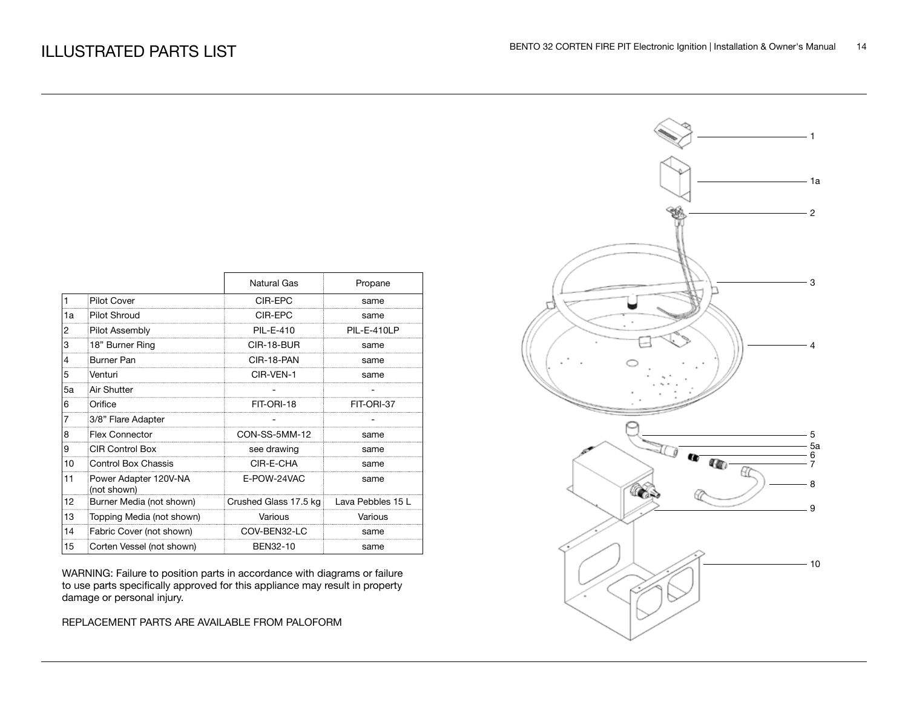# ILLUSTRATED PARTS LIST

| | | Natural Gas | Propane |
|---|---|---|---|
| 1 | Pilot Cover | CIR-EPC | same |
| 1a | Pilot Shroud | CIR-EPC | same |
| 2 | Pilot Assembly | PIL-E-410 | PIL-E-410LP |
| 3 | 18" Burner Ring | CIR-18-BUR | same |
| 4 | Burner Pan | CIR-18-PAN | same |
| 5 | Venturi | CIR-VEN-1 | same |
| 5a | Air Shutter | - | - |
| 6 | Orifice | FIT-ORI-18 | FIT-ORI-37 |
| 7 | 3/8" Flare Adapter | - | - |
| 8 | Flex Connector | CON-SS-5MM-12 | same |
| 9 | CIR Control Box | see drawing | same |
| 10 | Control Box Chassis | CIR-E-CHA | same |
| 11 | Power Adapter 120V-NA (not shown) | E-POW-24VAC | same |
| 12 | Burner Media (not shown) | Crushed Glass 17.5 kg | Lava Pebbles 15 L |
| 13 | Topping Media (not shown) | Various | Various |
| 14 | Fabric Cover (not shown) | COV-BEN32-LC | same |
| 15 | Corten Vessel (not shown) | BEN32-10 | same |

WARNING: Failure to position parts in accordance with diagrams or failure to use parts specifically approved for this appliance may result in property damage or personal injury.

REPLACEMENT PARTS ARE AVAILABLE FROM PALOFORM

1
1a
2
3
4
5
5a
6
7
8
9
10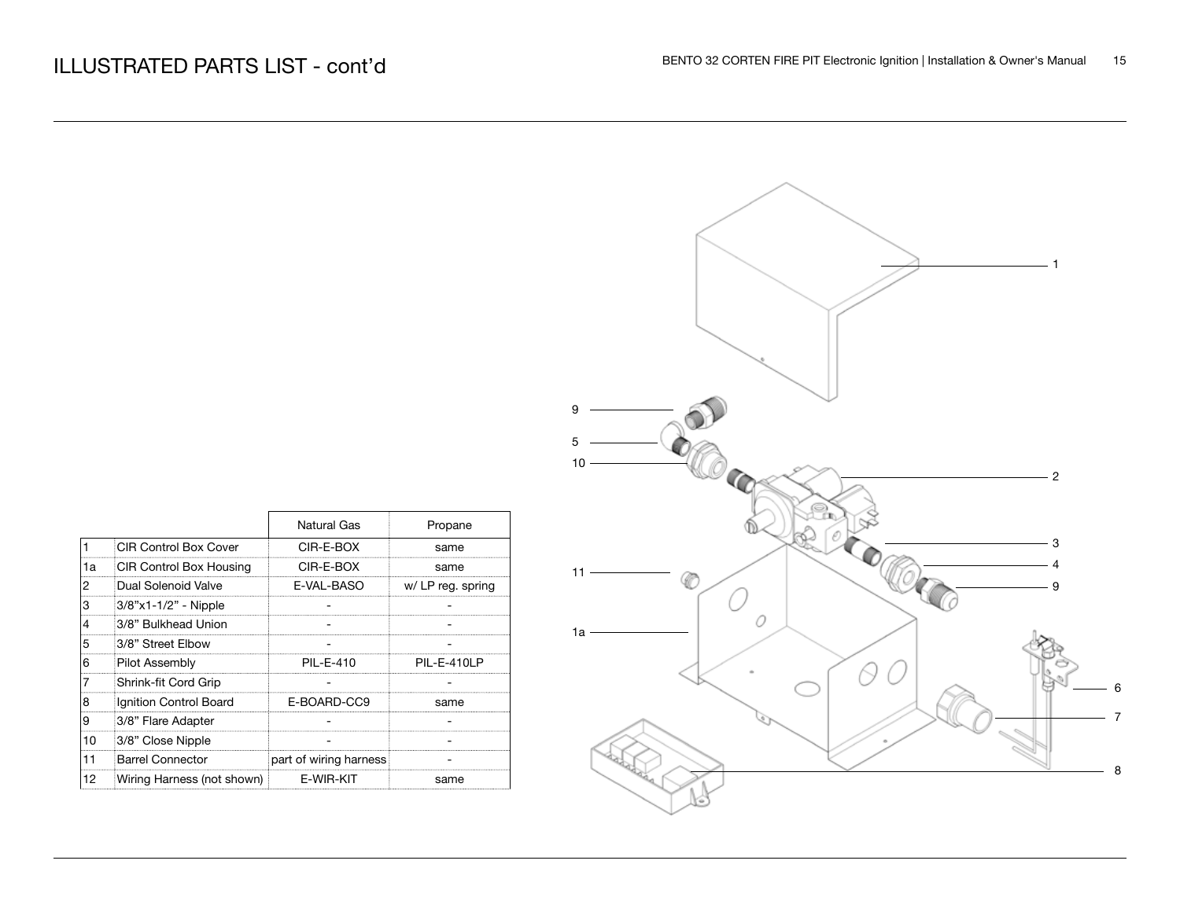# ILLUSTRATED PARTS LIST - cont'd

| | | Natural Gas | Propane |
|---|---|---|---|
| 1 | CIR Control Box Cover | CIR-E-BOX | same |
| 1a | CIR Control Box Housing | CIR-E-BOX | same |
| 2 | Dual Solenoid Valve | E-VAL-BASO | w/ LP reg. spring |
| 3 | 3/8"x1-1/2" - Nipple | - | - |
| 4 | 3/8" Bulkhead Union | - | - |
| 5 | 3/8" Street Elbow | - | - |
| 6 | Pilot Assembly | PIL-E-410 | PIL-E-410LP |
| 7 | Shrink-fit Cord Grip | - | - |
| 8 | Ignition Control Board | E-BOARD-CC9 | same |
| 9 | 3/8" Flare Adapter | - | - |
| 10 | 3/8" Close Nipple | - | - |
| 11 | Barrel Connector | part of wiring harness | - |
| 12 | Wiring Harness (not shown) | E-WIR-KIT | same |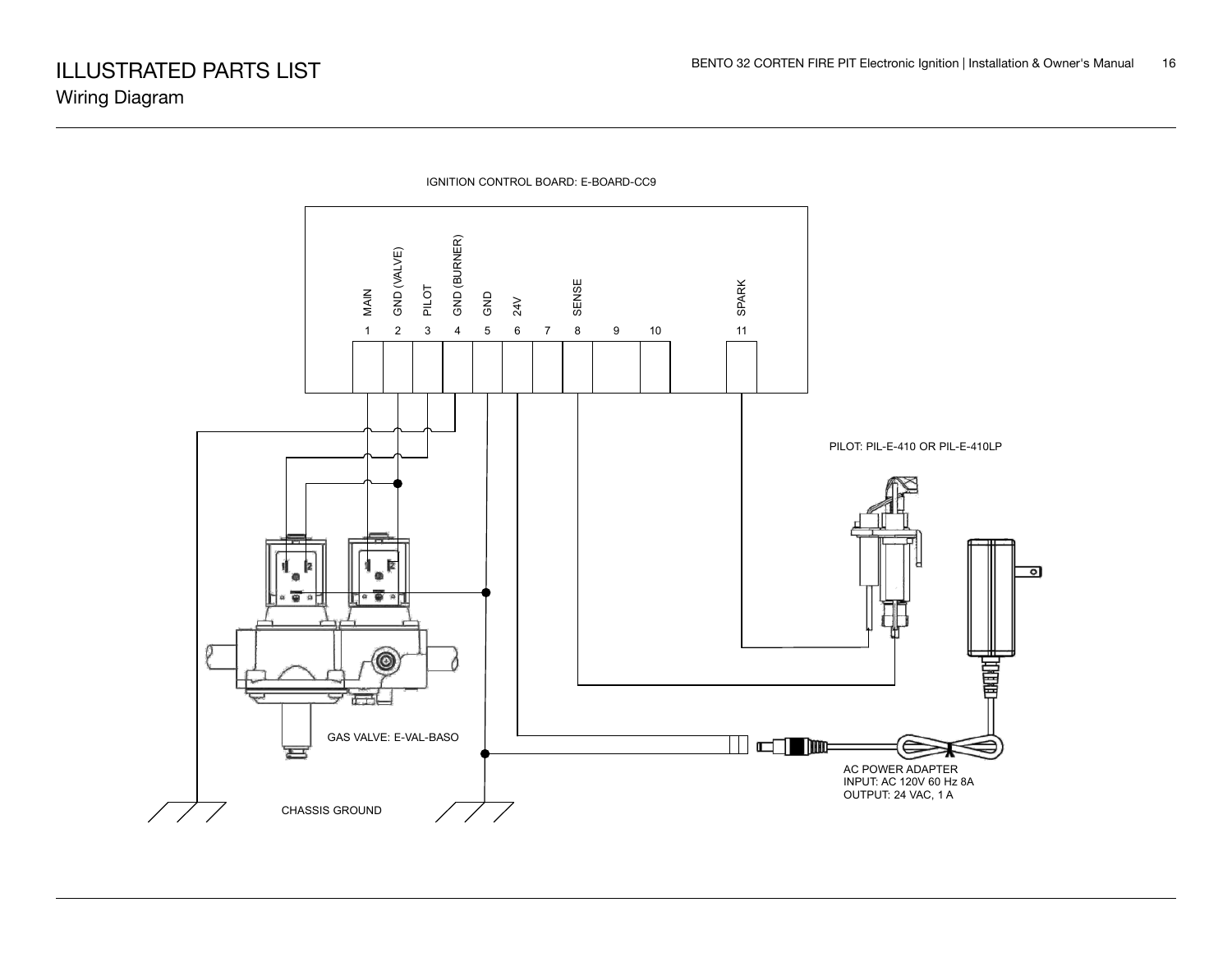# ILLUSTRATED PARTS LIST

## Wiring Diagram

IGNITION CONTROL BOARD: E-BOARD-CC9

| 1 | 2 | 3 | 4 | 5 | 6 | 7 | 8 | 9 | 10 | 11 |
|---|---|---|---|---|---|---|---|---|---|---|
| MAIN | GND (VALVE) | PILOT | GND (BURNER) | GND | 24V | | SENSE | | | SPARK |

PILOT: PIL-E-410 OR PIL-E-410LP

GAS VALVE: E-VAL-BASO

AC POWER ADAPTER
INPUT: AC 120V 60 Hz 8A
OUTPUT: 24 VAC, 1 A

CHASSIS GROUND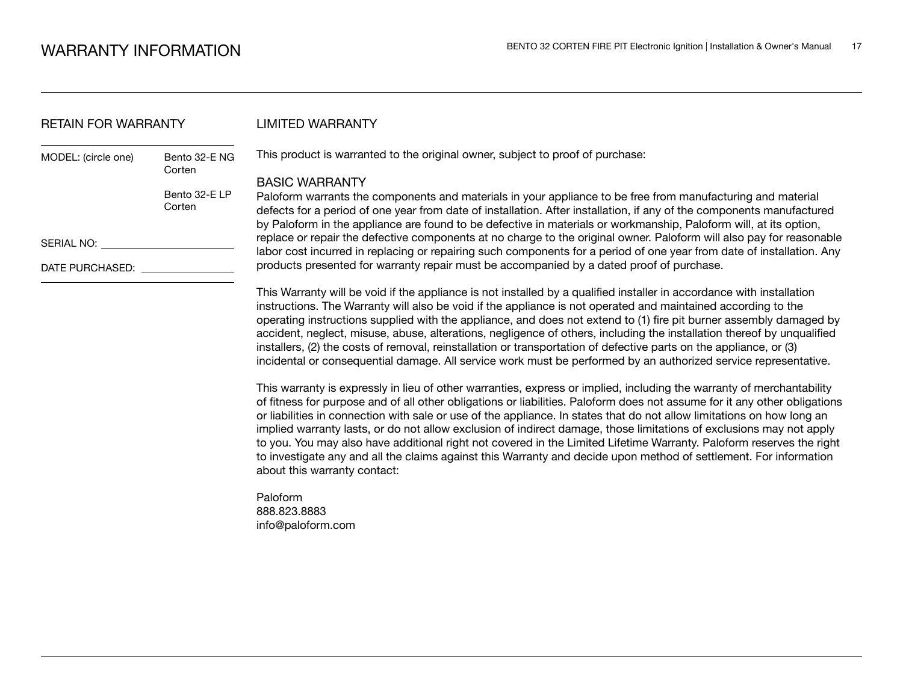# WARRANTY INFORMATION

## RETAIN FOR WARRANTY

MODEL: (circle one)

- Bento 32-E NG Corten
- Bento 32-E LP Corten

SERIAL NO: ____________________

DATE PURCHASED: ____________________

## LIMITED WARRANTY

This product is warranted to the original owner, subject to proof of purchase:

### BASIC WARRANTY

Paloform warrants the components and materials in your appliance to be free from manufacturing and material defects for a period of one year from date of installation. After installation, if any of the components manufactured by Paloform in the appliance are found to be defective in materials or workmanship, Paloform will, at its option, replace or repair the defective components at no charge to the original owner. Paloform will also pay for reasonable labor cost incurred in replacing or repairing such components for a period of one year from date of installation. Any products presented for warranty repair must be accompanied by a dated proof of purchase.

This Warranty will be void if the appliance is not installed by a qualified installer in accordance with installation instructions. The Warranty will also be void if the appliance is not operated and maintained according to the operating instructions supplied with the appliance, and does not extend to (1) fire pit burner assembly damaged by accident, neglect, misuse, abuse, alterations, negligence of others, including the installation thereof by unqualified installers, (2) the costs of removal, reinstallation or transportation of defective parts on the appliance, or (3) incidental or consequential damage. All service work must be performed by an authorized service representative.

This warranty is expressly in lieu of other warranties, express or implied, including the warranty of merchantability of fitness for purpose and of all other obligations or liabilities. Paloform does not assume for it any other obligations or liabilities in connection with sale or use of the appliance. In states that do not allow limitations on how long an implied warranty lasts, or do not allow exclusion of indirect damage, those limitations of exclusions may not apply to you. You may also have additional right not covered in the Limited Lifetime Warranty. Paloform reserves the right to investigate any and all the claims against this Warranty and decide upon method of settlement. For information about this warranty contact:

Paloform
888.823.8883
info@paloform.com